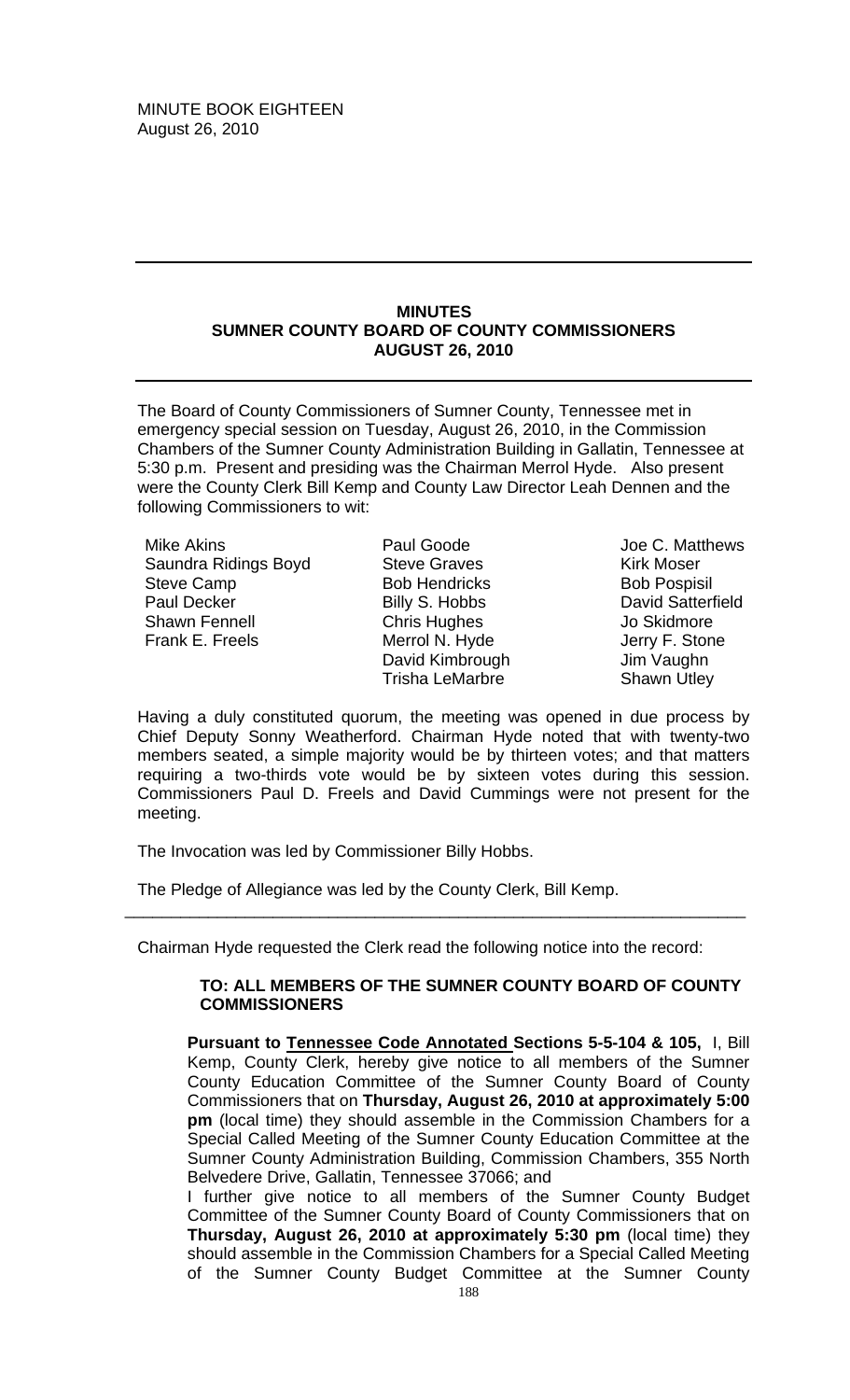MINUTE BOOK EIGHTEEN
August 26, 2010

---

**MINUTES**
**SUMNER COUNTY BOARD OF COUNTY COMMISSIONERS**
**AUGUST 26, 2010**

---

The Board of County Commissioners of Sumner County, Tennessee met in emergency special session on Tuesday, August 26, 2010, in the Commission Chambers of the Sumner County Administration Building in Gallatin, Tennessee at 5:30 p.m. Present and presiding was the Chairman Merrol Hyde. Also present were the County Clerk Bill Kemp and County Law Director Leah Dennen and the following Commissioners to wit:

| | | |
|---|---|---|
| Mike Akins | Paul Goode | Joe C. Matthews |
| Saundra Ridings Boyd | Steve Graves | Kirk Moser |
| Steve Camp | Bob Hendricks | Bob Pospisil |
| Paul Decker | Billy S. Hobbs | David Satterfield |
| Shawn Fennell | Chris Hughes | Jo Skidmore |
| Frank E. Freels | Merrol N. Hyde | Jerry F. Stone |
| | David Kimbrough | Jim Vaughn |
| | Trisha LeMarbre | Shawn Utley |

Having a duly constituted quorum, the meeting was opened in due process by Chief Deputy Sonny Weatherford. Chairman Hyde noted that with twenty-two members seated, a simple majority would be by thirteen votes; and that matters requiring a two-thirds vote would be by sixteen votes during this session. Commissioners Paul D. Freels and David Cummings were not present for the meeting.

The Invocation was led by Commissioner Billy Hobbs.

The Pledge of Allegiance was led by the County Clerk, Bill Kemp.

---

Chairman Hyde requested the Clerk read the following notice into the record:

> **TO: ALL MEMBERS OF THE SUMNER COUNTY BOARD OF COUNTY COMMISSIONERS**
>
> **Pursuant to Tennessee Code Annotated Sections 5-5-104 & 105,** I, Bill Kemp, County Clerk, hereby give notice to all members of the Sumner County Education Committee of the Sumner County Board of County Commissioners that on **Thursday, August 26, 2010 at approximately 5:00 pm** (local time) they should assemble in the Commission Chambers for a Special Called Meeting of the Sumner County Education Committee at the Sumner County Administration Building, Commission Chambers, 355 North Belvedere Drive, Gallatin, Tennessee 37066; and
>
> I further give notice to all members of the Sumner County Budget Committee of the Sumner County Board of County Commissioners that on **Thursday, August 26, 2010 at approximately 5:30 pm** (local time) they should assemble in the Commission Chambers for a Special Called Meeting of the Sumner County Budget Committee at the Sumner County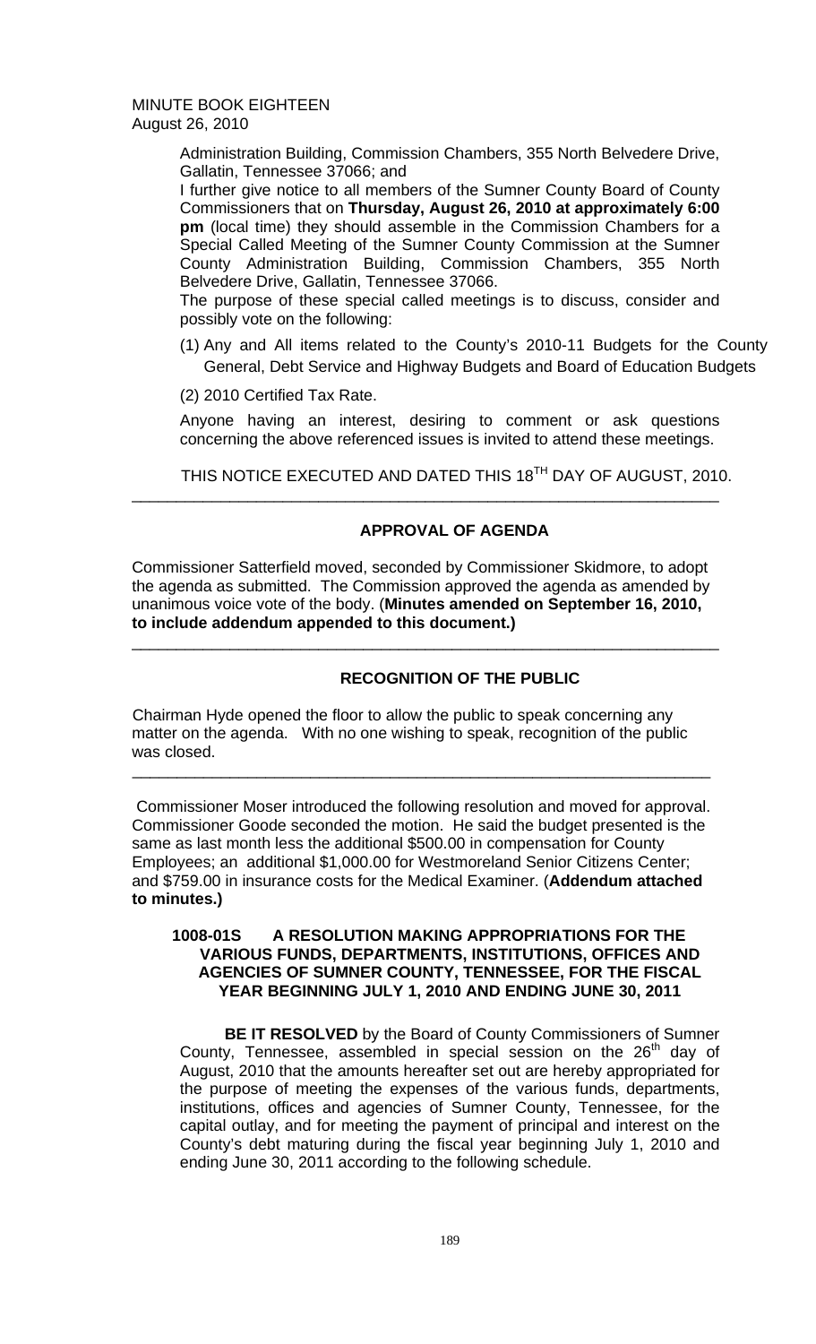MINUTE BOOK EIGHTEEN
August 26, 2010

Administration Building, Commission Chambers, 355 North Belvedere Drive, Gallatin, Tennessee 37066; and

I further give notice to all members of the Sumner County Board of County Commissioners that on **Thursday, August 26, 2010 at approximately 6:00 pm** (local time) they should assemble in the Commission Chambers for a Special Called Meeting of the Sumner County Commission at the Sumner County Administration Building, Commission Chambers, 355 North Belvedere Drive, Gallatin, Tennessee 37066.

The purpose of these special called meetings is to discuss, consider and possibly vote on the following:

(1) Any and All items related to the County's 2010-11 Budgets for the County General, Debt Service and Highway Budgets and Board of Education Budgets

(2) 2010 Certified Tax Rate.

Anyone having an interest, desiring to comment or ask questions concerning the above referenced issues is invited to attend these meetings.

THIS NOTICE EXECUTED AND DATED THIS 18TH DAY OF AUGUST, 2010.

---

**APPROVAL OF AGENDA**

Commissioner Satterfield moved, seconded by Commissioner Skidmore, to adopt the agenda as submitted. The Commission approved the agenda as amended by unanimous voice vote of the body. (**Minutes amended on September 16, 2010, to include addendum appended to this document.)**

---

**RECOGNITION OF THE PUBLIC**

Chairman Hyde opened the floor to allow the public to speak concerning any matter on the agenda. With no one wishing to speak, recognition of the public was closed.

---

Commissioner Moser introduced the following resolution and moved for approval. Commissioner Goode seconded the motion. He said the budget presented is the same as last month less the additional $500.00 in compensation for County Employees; an additional $1,000.00 for Westmoreland Senior Citizens Center; and $759.00 in insurance costs for the Medical Examiner. (**Addendum attached to minutes.)**

**1008-01S A RESOLUTION MAKING APPROPRIATIONS FOR THE VARIOUS FUNDS, DEPARTMENTS, INSTITUTIONS, OFFICES AND AGENCIES OF SUMNER COUNTY, TENNESSEE, FOR THE FISCAL YEAR BEGINNING JULY 1, 2010 AND ENDING JUNE 30, 2011**

**BE IT RESOLVED** by the Board of County Commissioners of Sumner County, Tennessee, assembled in special session on the 26th day of August, 2010 that the amounts hereafter set out are hereby appropriated for the purpose of meeting the expenses of the various funds, departments, institutions, offices and agencies of Sumner County, Tennessee, for the capital outlay, and for meeting the payment of principal and interest on the County's debt maturing during the fiscal year beginning July 1, 2010 and ending June 30, 2011 according to the following schedule.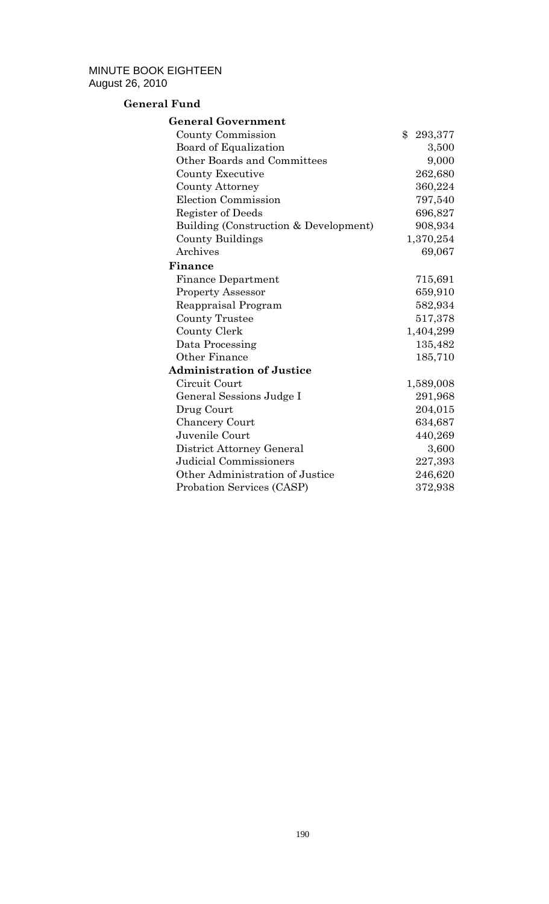MINUTE BOOK EIGHTEEN
August 26, 2010

**General Fund**

| | |
|---|---|
| **General Government** | |
| County Commission | $ 293,377 |
| Board of Equalization | 3,500 |
| Other Boards and Committees | 9,000 |
| County Executive | 262,680 |
| County Attorney | 360,224 |
| Election Commission | 797,540 |
| Register of Deeds | 696,827 |
| Building (Construction & Development) | 908,934 |
| County Buildings | 1,370,254 |
| Archives | 69,067 |
| **Finance** | |
| Finance Department | 715,691 |
| Property Assessor | 659,910 |
| Reappraisal Program | 582,934 |
| County Trustee | 517,378 |
| County Clerk | 1,404,299 |
| Data Processing | 135,482 |
| Other Finance | 185,710 |
| **Administration of Justice** | |
| Circuit Court | 1,589,008 |
| General Sessions Judge I | 291,968 |
| Drug Court | 204,015 |
| Chancery Court | 634,687 |
| Juvenile Court | 440,269 |
| District Attorney General | 3,600 |
| Judicial Commissioners | 227,393 |
| Other Administration of Justice | 246,620 |
| Probation Services (CASP) | 372,938 |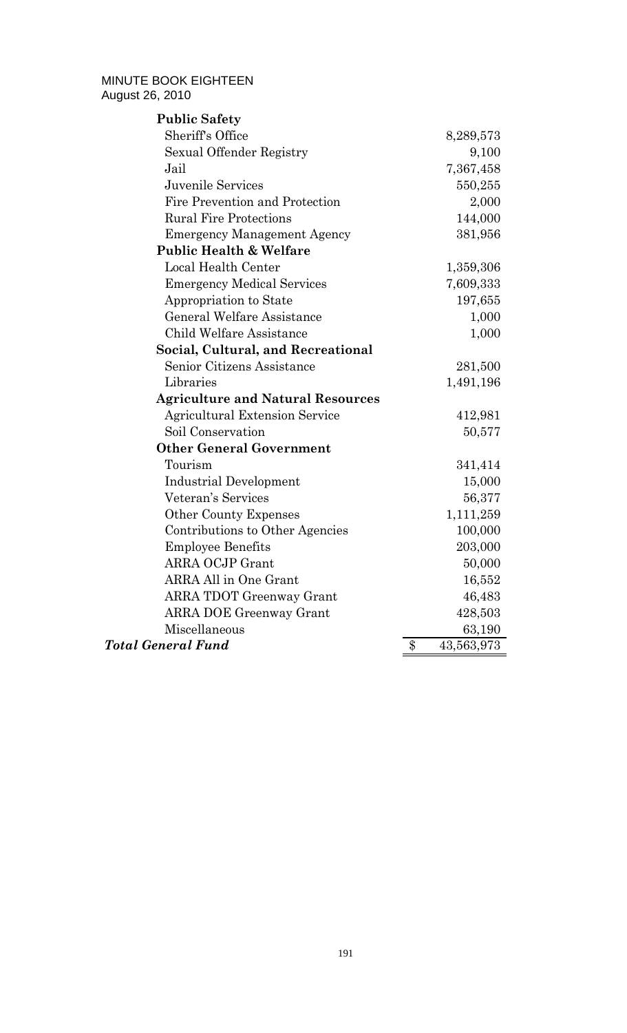| | |
|---|---|
| **Public Safety** | |
| Sheriff's Office | 8,289,573 |
| Sexual Offender Registry | 9,100 |
| Jail | 7,367,458 |
| Juvenile Services | 550,255 |
| Fire Prevention and Protection | 2,000 |
| Rural Fire Protections | 144,000 |
| Emergency Management Agency | 381,956 |
| **Public Health & Welfare** | |
| Local Health Center | 1,359,306 |
| Emergency Medical Services | 7,609,333 |
| Appropriation to State | 197,655 |
| General Welfare Assistance | 1,000 |
| Child Welfare Assistance | 1,000 |
| **Social, Cultural, and Recreational** | |
| Senior Citizens Assistance | 281,500 |
| Libraries | 1,491,196 |
| **Agriculture and Natural Resources** | |
| Agricultural Extension Service | 412,981 |
| Soil Conservation | 50,577 |
| **Other General Government** | |
| Tourism | 341,414 |
| Industrial Development | 15,000 |
| Veteran's Services | 56,377 |
| Other County Expenses | 1,111,259 |
| Contributions to Other Agencies | 100,000 |
| Employee Benefits | 203,000 |
| ARRA OCJP Grant | 50,000 |
| ARRA All in One Grant | 16,552 |
| ARRA TDOT Greenway Grant | 46,483 |
| ARRA DOE Greenway Grant | 428,503 |
| Miscellaneous | 63,190 |
| ***Total General Fund*** | $ 43,563,973 |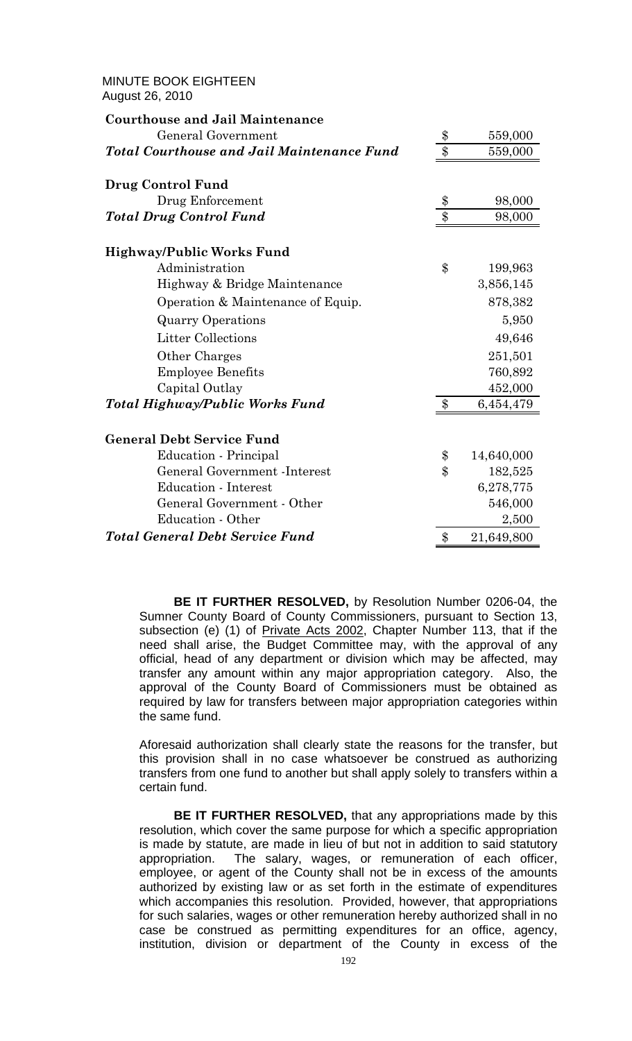| | |
|---|---|
| **Courthouse and Jail Maintenance** | |
| General Government | $ 559,000 |
| ***Total Courthouse and Jail Maintenance Fund*** | $ 559,000 |
| | |
| **Drug Control Fund** | |
| Drug Enforcement | $ 98,000 |
| ***Total Drug Control Fund*** | $ 98,000 |
| | |
| **Highway/Public Works Fund** | |
| Administration | $ 199,963 |
| Highway & Bridge Maintenance | 3,856,145 |
| Operation & Maintenance of Equip. | 878,382 |
| Quarry Operations | 5,950 |
| Litter Collections | 49,646 |
| Other Charges | 251,501 |
| Employee Benefits | 760,892 |
| Capital Outlay | 452,000 |
| ***Total Highway/Public Works Fund*** | $ 6,454,479 |
| | |
| **General Debt Service Fund** | |
| Education - Principal | $ 14,640,000 |
| General Government -Interest | $ 182,525 |
| Education - Interest | 6,278,775 |
| General Government - Other | 546,000 |
| Education - Other | 2,500 |
| ***Total General Debt Service Fund*** | $ 21,649,800 |

**BE IT FURTHER RESOLVED,** by Resolution Number 0206-04, the Sumner County Board of County Commissioners, pursuant to Section 13, subsection (e) (1) of Private Acts 2002, Chapter Number 113, that if the need shall arise, the Budget Committee may, with the approval of any official, head of any department or division which may be affected, may transfer any amount within any major appropriation category. Also, the approval of the County Board of Commissioners must be obtained as required by law for transfers between major appropriation categories within the same fund.

Aforesaid authorization shall clearly state the reasons for the transfer, but this provision shall in no case whatsoever be construed as authorizing transfers from one fund to another but shall apply solely to transfers within a certain fund.

**BE IT FURTHER RESOLVED,** that any appropriations made by this resolution, which cover the same purpose for which a specific appropriation is made by statute, are made in lieu of but not in addition to said statutory appropriation. The salary, wages, or remuneration of each officer, employee, or agent of the County shall not be in excess of the amounts authorized by existing law or as set forth in the estimate of expenditures which accompanies this resolution. Provided, however, that appropriations for such salaries, wages or other remuneration hereby authorized shall in no case be construed as permitting expenditures for an office, agency, institution, division or department of the County in excess of the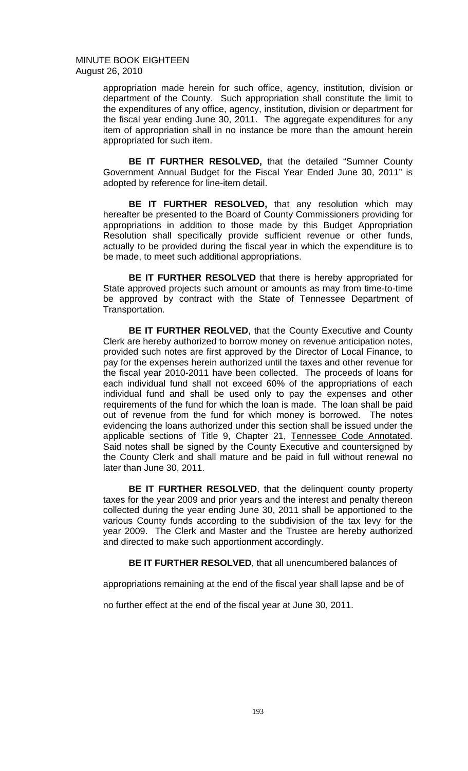appropriation made herein for such office, agency, institution, division or department of the County. Such appropriation shall constitute the limit to the expenditures of any office, agency, institution, division or department for the fiscal year ending June 30, 2011. The aggregate expenditures for any item of appropriation shall in no instance be more than the amount herein appropriated for such item.

**BE IT FURTHER RESOLVED,** that the detailed "Sumner County Government Annual Budget for the Fiscal Year Ended June 30, 2011" is adopted by reference for line-item detail.

**BE IT FURTHER RESOLVED,** that any resolution which may hereafter be presented to the Board of County Commissioners providing for appropriations in addition to those made by this Budget Appropriation Resolution shall specifically provide sufficient revenue or other funds, actually to be provided during the fiscal year in which the expenditure is to be made, to meet such additional appropriations.

**BE IT FURTHER RESOLVED** that there is hereby appropriated for State approved projects such amount or amounts as may from time-to-time be approved by contract with the State of Tennessee Department of Transportation.

**BE IT FURTHER REOLVED**, that the County Executive and County Clerk are hereby authorized to borrow money on revenue anticipation notes, provided such notes are first approved by the Director of Local Finance, to pay for the expenses herein authorized until the taxes and other revenue for the fiscal year 2010-2011 have been collected. The proceeds of loans for each individual fund shall not exceed 60% of the appropriations of each individual fund and shall be used only to pay the expenses and other requirements of the fund for which the loan is made. The loan shall be paid out of revenue from the fund for which money is borrowed. The notes evidencing the loans authorized under this section shall be issued under the applicable sections of Title 9, Chapter 21, Tennessee Code Annotated. Said notes shall be signed by the County Executive and countersigned by the County Clerk and shall mature and be paid in full without renewal no later than June 30, 2011.

**BE IT FURTHER RESOLVED**, that the delinquent county property taxes for the year 2009 and prior years and the interest and penalty thereon collected during the year ending June 30, 2011 shall be apportioned to the various County funds according to the subdivision of the tax levy for the year 2009. The Clerk and Master and the Trustee are hereby authorized and directed to make such apportionment accordingly.

**BE IT FURTHER RESOLVED**, that all unencumbered balances of appropriations remaining at the end of the fiscal year shall lapse and be of no further effect at the end of the fiscal year at June 30, 2011.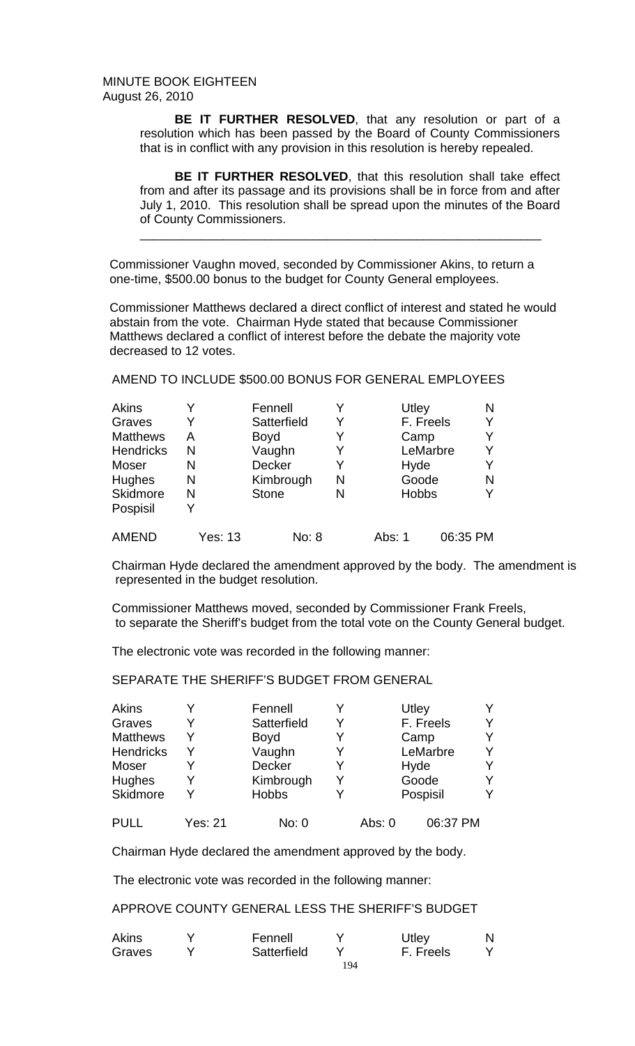MINUTE BOOK EIGHTEEN
August 26, 2010

**BE IT FURTHER RESOLVED**, that any resolution or part of a resolution which has been passed by the Board of County Commissioners that is in conflict with any provision in this resolution is hereby repealed.

**BE IT FURTHER RESOLVED**, that this resolution shall take effect from and after its passage and its provisions shall be in force from and after July 1, 2010. This resolution shall be spread upon the minutes of the Board of County Commissioners.

---

Commissioner Vaughn moved, seconded by Commissioner Akins, to return a one-time, $500.00 bonus to the budget for County General employees.

Commissioner Matthews declared a direct conflict of interest and stated he would abstain from the vote. Chairman Hyde stated that because Commissioner Matthews declared a conflict of interest before the debate the majority vote decreased to 12 votes.

AMEND TO INCLUDE $500.00 BONUS FOR GENERAL EMPLOYEES

| | | | | | |
|---|---|---|---|---|---|
| Akins | Y | Fennell | Y | Utley | N |
| Graves | Y | Satterfield | Y | F. Freels | Y |
| Matthews | A | Boyd | Y | Camp | Y |
| Hendricks | N | Vaughn | Y | LeMarbre | Y |
| Moser | N | Decker | Y | Hyde | Y |
| Hughes | N | Kimbrough | N | Goode | N |
| Skidmore | N | Stone | N | Hobbs | Y |
| Pospisil | Y | | | | |

AMEND Yes: 13 No: 8 Abs: 1 06:35 PM

Chairman Hyde declared the amendment approved by the body. The amendment is represented in the budget resolution.

Commissioner Matthews moved, seconded by Commissioner Frank Freels, to separate the Sheriff's budget from the total vote on the County General budget.

The electronic vote was recorded in the following manner:

SEPARATE THE SHERIFF'S BUDGET FROM GENERAL

| | | | | | |
|---|---|---|---|---|---|
| Akins | Y | Fennell | Y | Utley | Y |
| Graves | Y | Satterfield | Y | F. Freels | Y |
| Matthews | Y | Boyd | Y | Camp | Y |
| Hendricks | Y | Vaughn | Y | LeMarbre | Y |
| Moser | Y | Decker | Y | Hyde | Y |
| Hughes | Y | Kimbrough | Y | Goode | Y |
| Skidmore | Y | Hobbs | Y | Pospisil | Y |

PULL Yes: 21 No: 0 Abs: 0 06:37 PM

Chairman Hyde declared the amendment approved by the body.

The electronic vote was recorded in the following manner:

APPROVE COUNTY GENERAL LESS THE SHERIFF'S BUDGET

| | | | | | |
|---|---|---|---|---|---|
| Akins | Y | Fennell | Y | Utley | N |
| Graves | Y | Satterfield | Y | F. Freels | Y |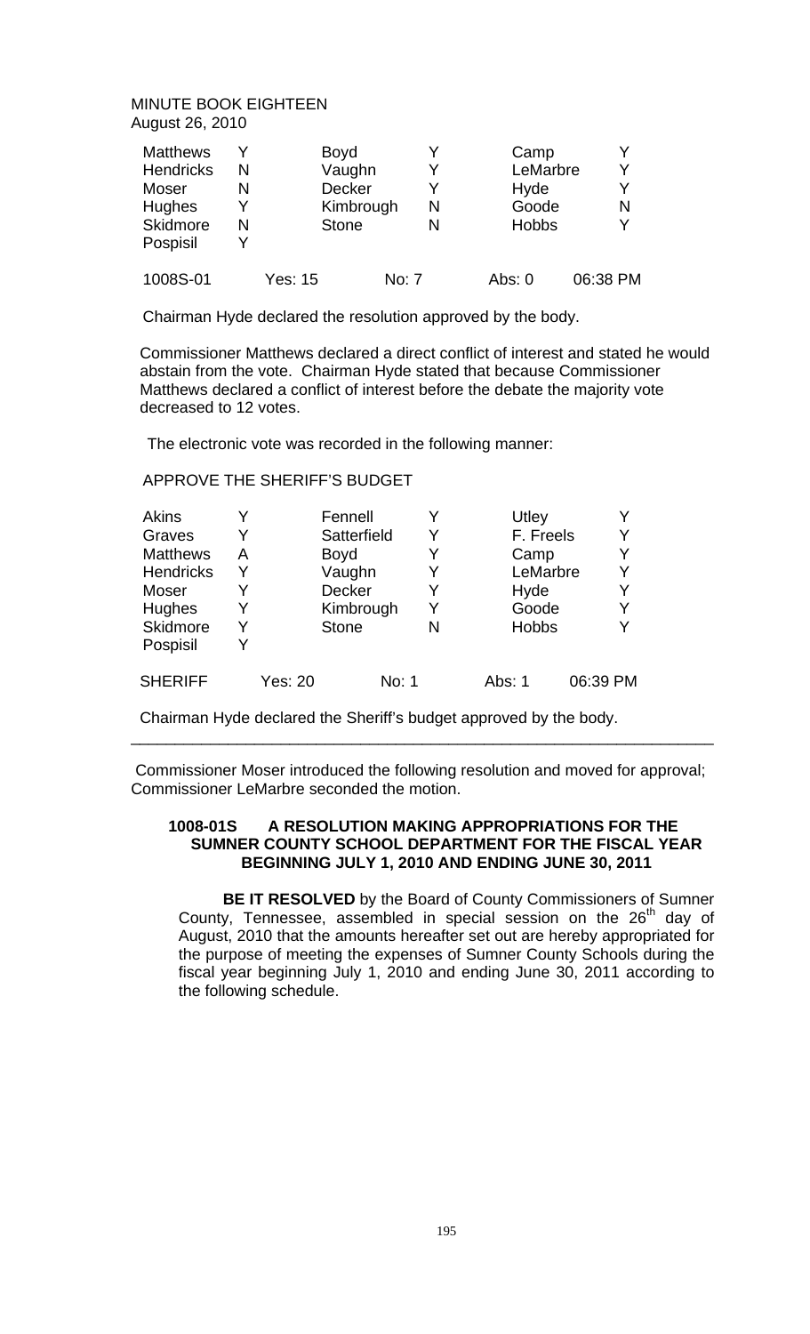MINUTE BOOK EIGHTEEN
August 26, 2010

| | | | | | |
|---|---|---|---|---|---|
| Matthews | Y | Boyd | Y | Camp | Y |
| Hendricks | N | Vaughn | Y | LeMarbre | Y |
| Moser | N | Decker | Y | Hyde | Y |
| Hughes | Y | Kimbrough | N | Goode | N |
| Skidmore | N | Stone | N | Hobbs | Y |
| Pospisil | Y | | | | |

1008S-01 Yes: 15 No: 7 Abs: 0 06:38 PM

Chairman Hyde declared the resolution approved by the body.

Commissioner Matthews declared a direct conflict of interest and stated he would abstain from the vote. Chairman Hyde stated that because Commissioner Matthews declared a conflict of interest before the debate the majority vote decreased to 12 votes.

The electronic vote was recorded in the following manner:

APPROVE THE SHERIFF'S BUDGET

| | | | | | |
|---|---|---|---|---|---|
| Akins | Y | Fennell | Y | Utley | Y |
| Graves | Y | Satterfield | Y | F. Freels | Y |
| Matthews | A | Boyd | Y | Camp | Y |
| Hendricks | Y | Vaughn | Y | LeMarbre | Y |
| Moser | Y | Decker | Y | Hyde | Y |
| Hughes | Y | Kimbrough | Y | Goode | Y |
| Skidmore | Y | Stone | N | Hobbs | Y |
| Pospisil | Y | | | | |

SHERIFF Yes: 20 No: 1 Abs: 1 06:39 PM

Chairman Hyde declared the Sheriff's budget approved by the body.

---

Commissioner Moser introduced the following resolution and moved for approval; Commissioner LeMarbre seconded the motion.

**1008-01S A RESOLUTION MAKING APPROPRIATIONS FOR THE SUMNER COUNTY SCHOOL DEPARTMENT FOR THE FISCAL YEAR BEGINNING JULY 1, 2010 AND ENDING JUNE 30, 2011**

**BE IT RESOLVED** by the Board of County Commissioners of Sumner County, Tennessee, assembled in special session on the 26th day of August, 2010 that the amounts hereafter set out are hereby appropriated for the purpose of meeting the expenses of Sumner County Schools during the fiscal year beginning July 1, 2010 and ending June 30, 2011 according to the following schedule.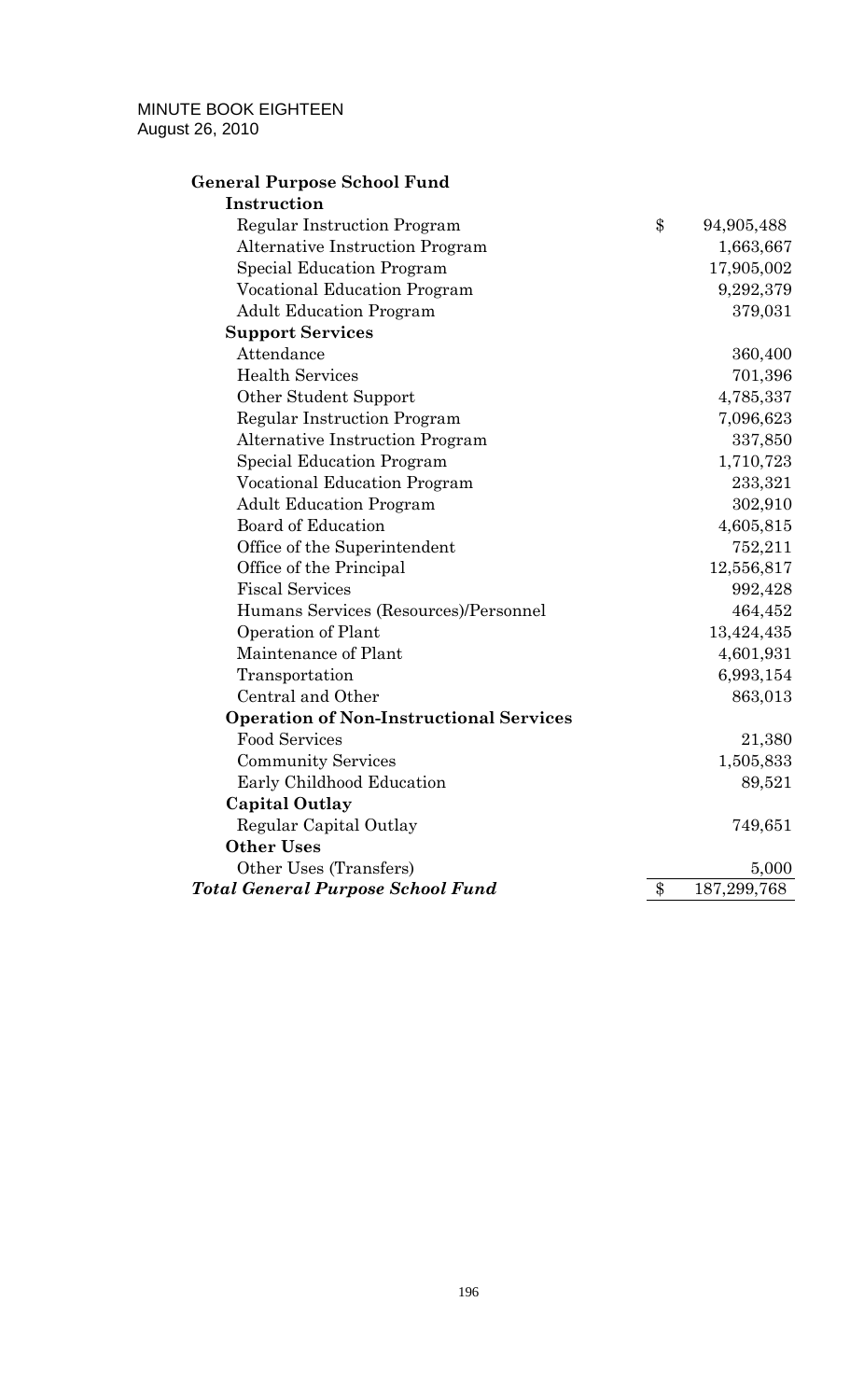| General Purpose School Fund | | |
|---|---|---|
| **Instruction** | | |
| Regular Instruction Program | $ | 94,905,488 |
| Alternative Instruction Program | | 1,663,667 |
| Special Education Program | | 17,905,002 |
| Vocational Education Program | | 9,292,379 |
| Adult Education Program | | 379,031 |
| **Support Services** | | |
| Attendance | | 360,400 |
| Health Services | | 701,396 |
| Other Student Support | | 4,785,337 |
| Regular Instruction Program | | 7,096,623 |
| Alternative Instruction Program | | 337,850 |
| Special Education Program | | 1,710,723 |
| Vocational Education Program | | 233,321 |
| Adult Education Program | | 302,910 |
| Board of Education | | 4,605,815 |
| Office of the Superintendent | | 752,211 |
| Office of the Principal | | 12,556,817 |
| Fiscal Services | | 992,428 |
| Humans Services (Resources)/Personnel | | 464,452 |
| Operation of Plant | | 13,424,435 |
| Maintenance of Plant | | 4,601,931 |
| Transportation | | 6,993,154 |
| Central and Other | | 863,013 |
| **Operation of Non-Instructional Services** | | |
| Food Services | | 21,380 |
| Community Services | | 1,505,833 |
| Early Childhood Education | | 89,521 |
| **Capital Outlay** | | |
| Regular Capital Outlay | | 749,651 |
| **Other Uses** | | |
| Other Uses (Transfers) | | 5,000 |
| ***Total General Purpose School Fund*** | $ | 187,299,768 |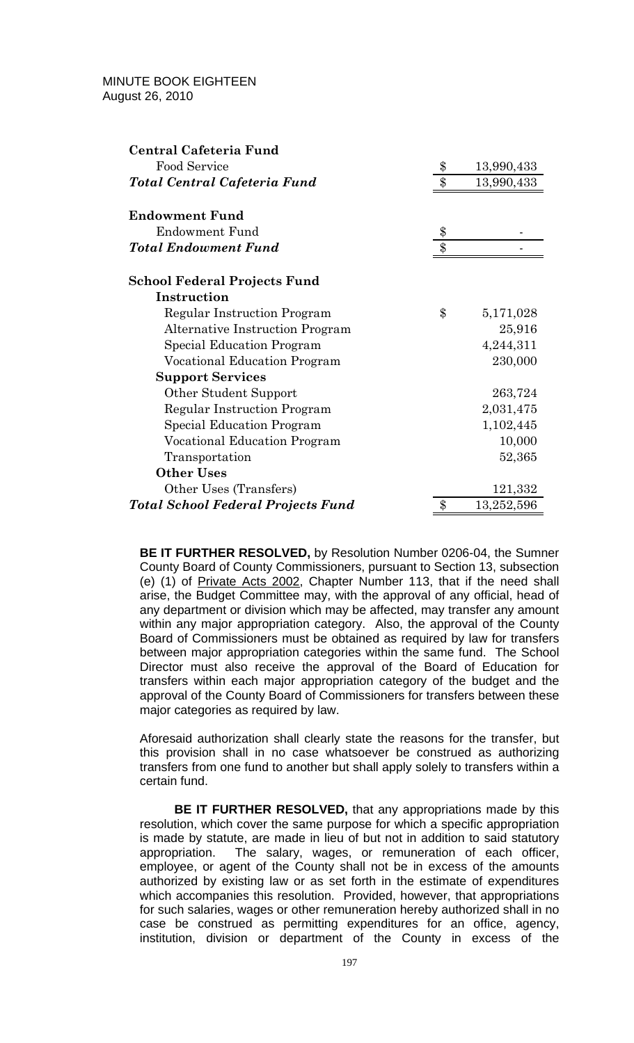| | | |
|---|---|---|
| **Central Cafeteria Fund** | | |
| Food Service | $ | 13,990,433 |
| ***Total Central Cafeteria Fund*** | $ | 13,990,433 |
| | | |
| **Endowment Fund** | | |
| Endowment Fund | $ | - |
| ***Total Endowment Fund*** | $ | - |
| | | |
| **School Federal Projects Fund** | | |
| **Instruction** | | |
| Regular Instruction Program | $ | 5,171,028 |
| Alternative Instruction Program | | 25,916 |
| Special Education Program | | 4,244,311 |
| Vocational Education Program | | 230,000 |
| **Support Services** | | |
| Other Student Support | | 263,724 |
| Regular Instruction Program | | 2,031,475 |
| Special Education Program | | 1,102,445 |
| Vocational Education Program | | 10,000 |
| Transportation | | 52,365 |
| **Other Uses** | | |
| Other Uses (Transfers) | | 121,332 |
| ***Total School Federal Projects Fund*** | $ | 13,252,596 |

**BE IT FURTHER RESOLVED,** by Resolution Number 0206-04, the Sumner County Board of County Commissioners, pursuant to Section 13, subsection (e) (1) of Private Acts 2002, Chapter Number 113, that if the need shall arise, the Budget Committee may, with the approval of any official, head of any department or division which may be affected, may transfer any amount within any major appropriation category. Also, the approval of the County Board of Commissioners must be obtained as required by law for transfers between major appropriation categories within the same fund. The School Director must also receive the approval of the Board of Education for transfers within each major appropriation category of the budget and the approval of the County Board of Commissioners for transfers between these major categories as required by law.

Aforesaid authorization shall clearly state the reasons for the transfer, but this provision shall in no case whatsoever be construed as authorizing transfers from one fund to another but shall apply solely to transfers within a certain fund.

**BE IT FURTHER RESOLVED,** that any appropriations made by this resolution, which cover the same purpose for which a specific appropriation is made by statute, are made in lieu of but not in addition to said statutory appropriation. The salary, wages, or remuneration of each officer, employee, or agent of the County shall not be in excess of the amounts authorized by existing law or as set forth in the estimate of expenditures which accompanies this resolution. Provided, however, that appropriations for such salaries, wages or other remuneration hereby authorized shall in no case be construed as permitting expenditures for an office, agency, institution, division or department of the County in excess of the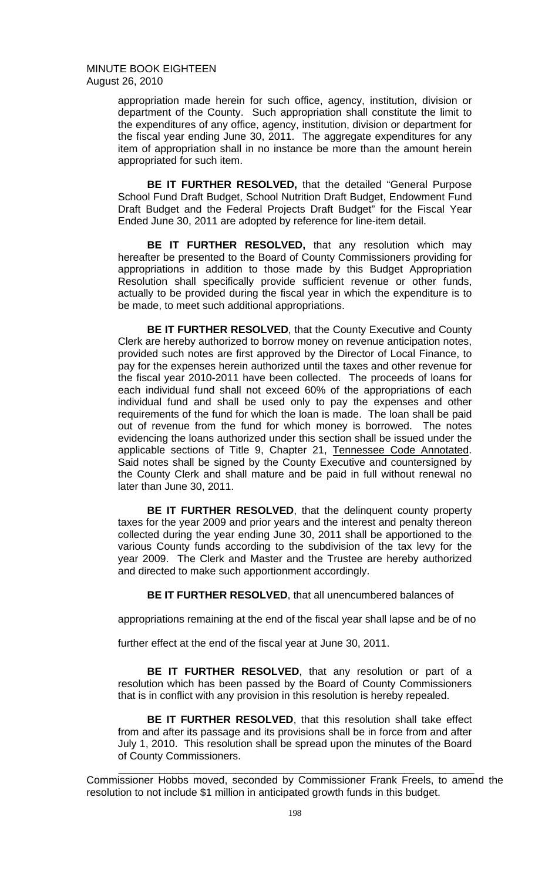appropriation made herein for such office, agency, institution, division or department of the County. Such appropriation shall constitute the limit to the expenditures of any office, agency, institution, division or department for the fiscal year ending June 30, 2011. The aggregate expenditures for any item of appropriation shall in no instance be more than the amount herein appropriated for such item.

**BE IT FURTHER RESOLVED,** that the detailed "General Purpose School Fund Draft Budget, School Nutrition Draft Budget, Endowment Fund Draft Budget and the Federal Projects Draft Budget" for the Fiscal Year Ended June 30, 2011 are adopted by reference for line-item detail.

**BE IT FURTHER RESOLVED,** that any resolution which may hereafter be presented to the Board of County Commissioners providing for appropriations in addition to those made by this Budget Appropriation Resolution shall specifically provide sufficient revenue or other funds, actually to be provided during the fiscal year in which the expenditure is to be made, to meet such additional appropriations.

**BE IT FURTHER RESOLVED**, that the County Executive and County Clerk are hereby authorized to borrow money on revenue anticipation notes, provided such notes are first approved by the Director of Local Finance, to pay for the expenses herein authorized until the taxes and other revenue for the fiscal year 2010-2011 have been collected. The proceeds of loans for each individual fund shall not exceed 60% of the appropriations of each individual fund and shall be used only to pay the expenses and other requirements of the fund for which the loan is made. The loan shall be paid out of revenue from the fund for which money is borrowed. The notes evidencing the loans authorized under this section shall be issued under the applicable sections of Title 9, Chapter 21, Tennessee Code Annotated. Said notes shall be signed by the County Executive and countersigned by the County Clerk and shall mature and be paid in full without renewal no later than June 30, 2011.

**BE IT FURTHER RESOLVED**, that the delinquent county property taxes for the year 2009 and prior years and the interest and penalty thereon collected during the year ending June 30, 2011 shall be apportioned to the various County funds according to the subdivision of the tax levy for the year 2009. The Clerk and Master and the Trustee are hereby authorized and directed to make such apportionment accordingly.

**BE IT FURTHER RESOLVED**, that all unencumbered balances of appropriations remaining at the end of the fiscal year shall lapse and be of no further effect at the end of the fiscal year at June 30, 2011.

**BE IT FURTHER RESOLVED**, that any resolution or part of a resolution which has been passed by the Board of County Commissioners that is in conflict with any provision in this resolution is hereby repealed.

**BE IT FURTHER RESOLVED**, that this resolution shall take effect from and after its passage and its provisions shall be in force from and after July 1, 2010. This resolution shall be spread upon the minutes of the Board of County Commissioners.

---

Commissioner Hobbs moved, seconded by Commissioner Frank Freels, to amend the resolution to not include $1 million in anticipated growth funds in this budget.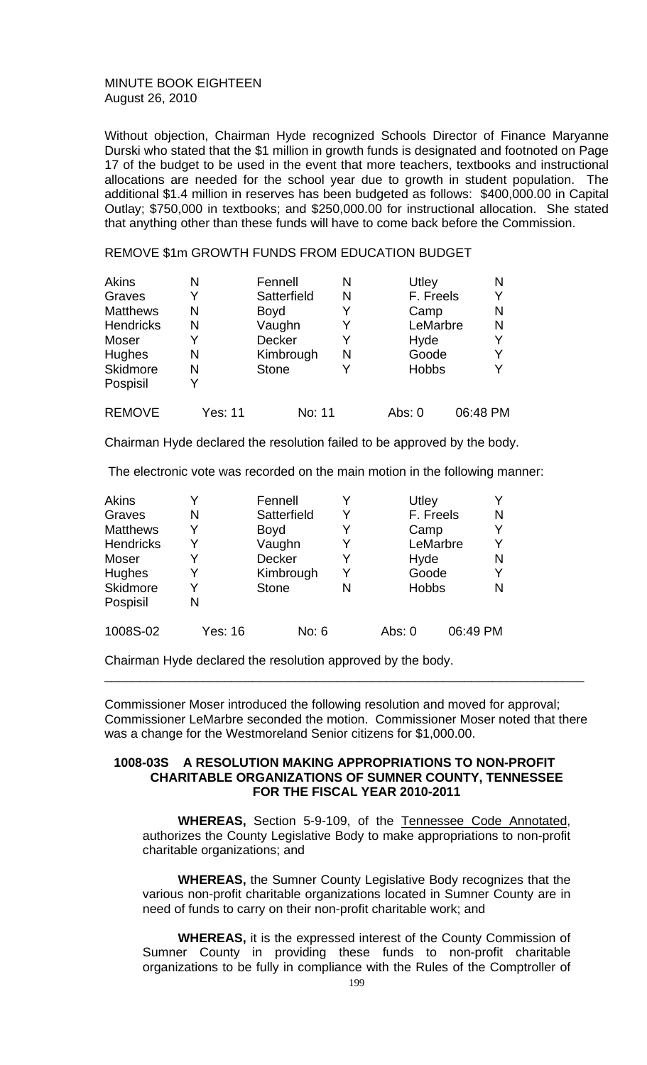MINUTE BOOK EIGHTEEN
August 26, 2010

Without objection, Chairman Hyde recognized Schools Director of Finance Maryanne Durski who stated that the $1 million in growth funds is designated and footnoted on Page 17 of the budget to be used in the event that more teachers, textbooks and instructional allocations are needed for the school year due to growth in student population. The additional $1.4 million in reserves has been budgeted as follows: $400,000.00 in Capital Outlay; $750,000 in textbooks; and $250,000.00 for instructional allocation. She stated that anything other than these funds will have to come back before the Commission.

REMOVE $1m GROWTH FUNDS FROM EDUCATION BUDGET

| | | | | | |
|---|---|---|---|---|---|
| Akins | N | Fennell | N | Utley | N |
| Graves | Y | Satterfield | N | F. Freels | Y |
| Matthews | N | Boyd | Y | Camp | N |
| Hendricks | N | Vaughn | Y | LeMarbre | N |
| Moser | Y | Decker | Y | Hyde | Y |
| Hughes | N | Kimbrough | N | Goode | Y |
| Skidmore | N | Stone | Y | Hobbs | Y |
| Pospisil | Y | | | | |

REMOVE Yes: 11 No: 11 Abs: 0 06:48 PM

Chairman Hyde declared the resolution failed to be approved by the body.

The electronic vote was recorded on the main motion in the following manner:

| | | | | | |
|---|---|---|---|---|---|
| Akins | Y | Fennell | Y | Utley | Y |
| Graves | N | Satterfield | Y | F. Freels | N |
| Matthews | Y | Boyd | Y | Camp | Y |
| Hendricks | Y | Vaughn | Y | LeMarbre | Y |
| Moser | Y | Decker | Y | Hyde | N |
| Hughes | Y | Kimbrough | Y | Goode | Y |
| Skidmore | Y | Stone | N | Hobbs | N |
| Pospisil | N | | | | |

1008S-02 Yes: 16 No: 6 Abs: 0 06:49 PM

Chairman Hyde declared the resolution approved by the body.

---

Commissioner Moser introduced the following resolution and moved for approval; Commissioner LeMarbre seconded the motion. Commissioner Moser noted that there was a change for the Westmoreland Senior citizens for $1,000.00.

**1008-03S A RESOLUTION MAKING APPROPRIATIONS TO NON-PROFIT CHARITABLE ORGANIZATIONS OF SUMNER COUNTY, TENNESSEE FOR THE FISCAL YEAR 2010-2011**

**WHEREAS,** Section 5-9-109, of the Tennessee Code Annotated, authorizes the County Legislative Body to make appropriations to non-profit charitable organizations; and

**WHEREAS,** the Sumner County Legislative Body recognizes that the various non-profit charitable organizations located in Sumner County are in need of funds to carry on their non-profit charitable work; and

**WHEREAS,** it is the expressed interest of the County Commission of Sumner County in providing these funds to non-profit charitable organizations to be fully in compliance with the Rules of the Comptroller of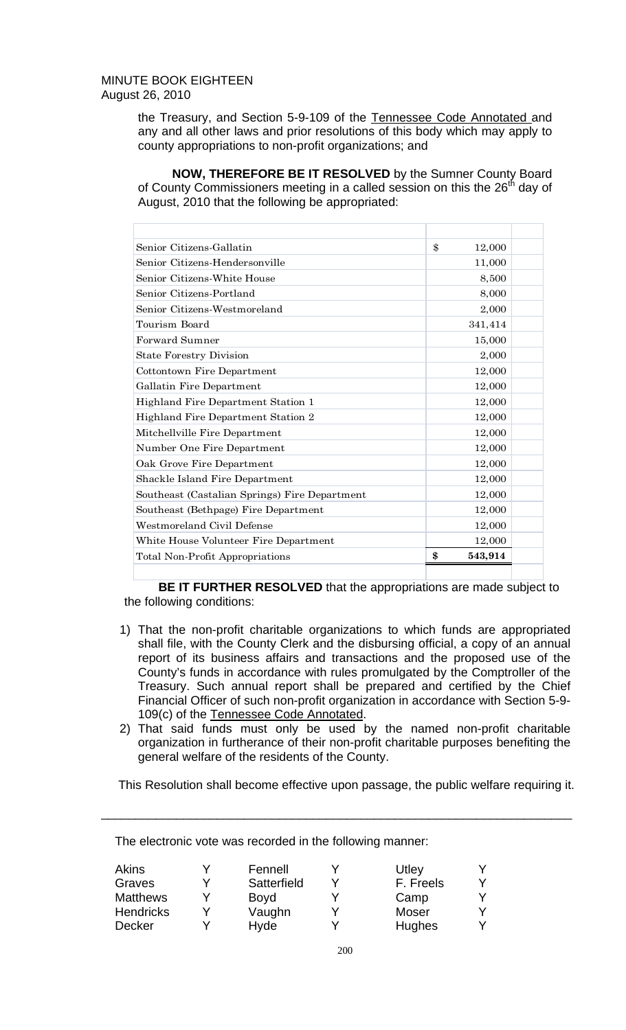the Treasury, and Section 5-9-109 of the Tennessee Code Annotated and any and all other laws and prior resolutions of this body which may apply to county appropriations to non-profit organizations; and

**NOW, THEREFORE BE IT RESOLVED** by the Sumner County Board of County Commissioners meeting in a called session on this the 26[th] day of August, 2010 that the following be appropriated:

| | |
|---|---|
| Senior Citizens-Gallatin | $ 12,000 |
| Senior Citizens-Hendersonville | 11,000 |
| Senior Citizens-White House | 8,500 |
| Senior Citizens-Portland | 8,000 |
| Senior Citizens-Westmoreland | 2,000 |
| Tourism Board | 341,414 |
| Forward Sumner | 15,000 |
| State Forestry Division | 2,000 |
| Cottontown Fire Department | 12,000 |
| Gallatin Fire Department | 12,000 |
| Highland Fire Department Station 1 | 12,000 |
| Highland Fire Department Station 2 | 12,000 |
| Mitchellville Fire Department | 12,000 |
| Number One Fire Department | 12,000 |
| Oak Grove Fire Department | 12,000 |
| Shackle Island Fire Department | 12,000 |
| Southeast (Castalian Springs) Fire Department | 12,000 |
| Southeast (Bethpage) Fire Department | 12,000 |
| Westmoreland Civil Defense | 12,000 |
| White House Volunteer Fire Department | 12,000 |
| Total Non-Profit Appropriations | **$ 543,914** |

**BE IT FURTHER RESOLVED** that the appropriations are made subject to the following conditions:

1) That the non-profit charitable organizations to which funds are appropriated shall file, with the County Clerk and the disbursing official, a copy of an annual report of its business affairs and transactions and the proposed use of the County's funds in accordance with rules promulgated by the Comptroller of the Treasury. Such annual report shall be prepared and certified by the Chief Financial Officer of such non-profit organization in accordance with Section 5-9-109(c) of the Tennessee Code Annotated.
2) That said funds must only be used by the named non-profit charitable organization in furtherance of their non-profit charitable purposes benefiting the general welfare of the residents of the County.

This Resolution shall become effective upon passage, the public welfare requiring it.

---

The electronic vote was recorded in the following manner:

| | | | | | |
|---|---|---|---|---|---|
| Akins | Y | Fennell | Y | Utley | Y |
| Graves | Y | Satterfield | Y | F. Freels | Y |
| Matthews | Y | Boyd | Y | Camp | Y |
| Hendricks | Y | Vaughn | Y | Moser | Y |
| Decker | Y | Hyde | Y | Hughes | Y |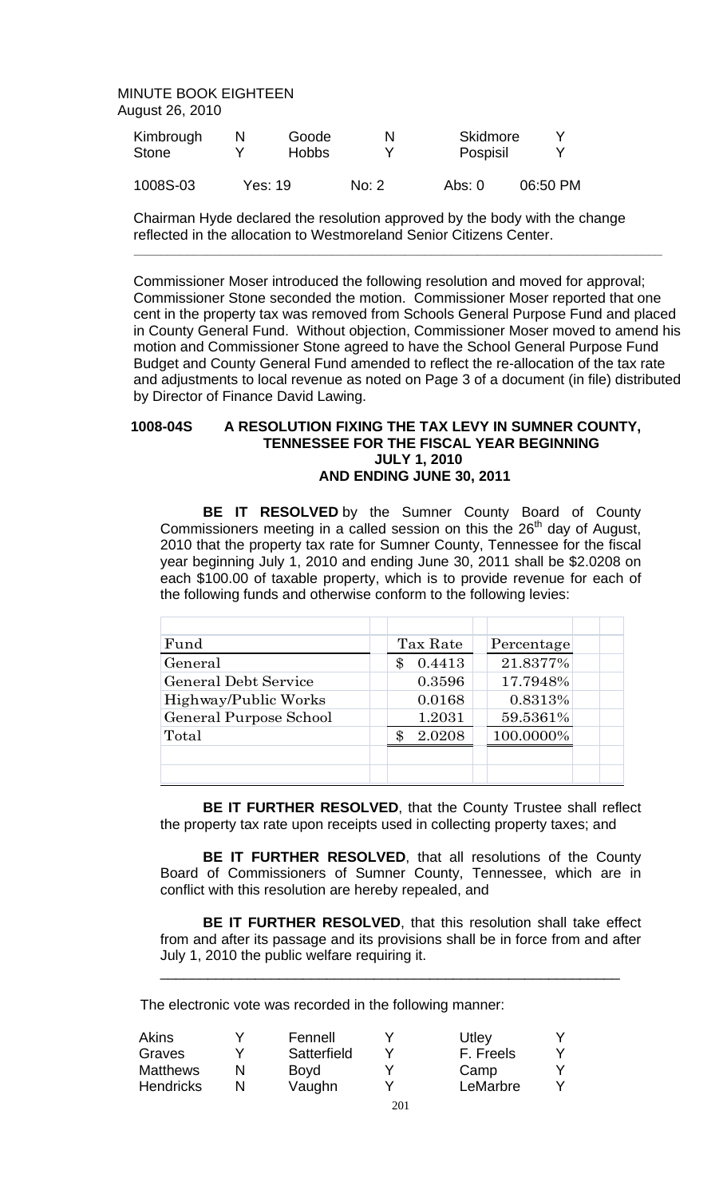MINUTE BOOK EIGHTEEN
August 26, 2010

| | | | | | |
|---|---|---|---|---|---|
| Kimbrough | N | Goode | N | Skidmore | Y |
| Stone | Y | Hobbs | Y | Pospisil | Y |

| | | | | |
|---|---|---|---|---|
| 1008S-03 | Yes: 19 | No: 2 | Abs: 0 | 06:50 PM |

Chairman Hyde declared the resolution approved by the body with the change reflected in the allocation to Westmoreland Senior Citizens Center.

---

Commissioner Moser introduced the following resolution and moved for approval; Commissioner Stone seconded the motion. Commissioner Moser reported that one cent in the property tax was removed from Schools General Purpose Fund and placed in County General Fund. Without objection, Commissioner Moser moved to amend his motion and Commissioner Stone agreed to have the School General Purpose Fund Budget and County General Fund amended to reflect the re-allocation of the tax rate and adjustments to local revenue as noted on Page 3 of a document (in file) distributed by Director of Finance David Lawing.

**1008-04S A RESOLUTION FIXING THE TAX LEVY IN SUMNER COUNTY, TENNESSEE FOR THE FISCAL YEAR BEGINNING JULY 1, 2010 AND ENDING JUNE 30, 2011**

**BE IT RESOLVED** by the Sumner County Board of County Commissioners meeting in a called session on this the 26th day of August, 2010 that the property tax rate for Sumner County, Tennessee for the fiscal year beginning July 1, 2010 and ending June 30, 2011 shall be $2.0208 on each $100.00 of taxable property, which is to provide revenue for each of the following funds and otherwise conform to the following levies:

| Fund | Tax Rate | Percentage |
|---|---|---|
| General | $ 0.4413 | 21.8377% |
| General Debt Service | 0.3596 | 17.7948% |
| Highway/Public Works | 0.0168 | 0.8313% |
| General Purpose School | 1.2031 | 59.5361% |
| Total | $ 2.0208 | 100.0000% |

**BE IT FURTHER RESOLVED**, that the County Trustee shall reflect the property tax rate upon receipts used in collecting property taxes; and

**BE IT FURTHER RESOLVED**, that all resolutions of the County Board of Commissioners of Sumner County, Tennessee, which are in conflict with this resolution are hereby repealed, and

**BE IT FURTHER RESOLVED**, that this resolution shall take effect from and after its passage and its provisions shall be in force from and after July 1, 2010 the public welfare requiring it.

---

The electronic vote was recorded in the following manner:

| | | | | | |
|---|---|---|---|---|---|
| Akins | Y | Fennell | Y | Utley | Y |
| Graves | Y | Satterfield | Y | F. Freels | Y |
| Matthews | N | Boyd | Y | Camp | Y |
| Hendricks | N | Vaughn | Y | LeMarbre | Y |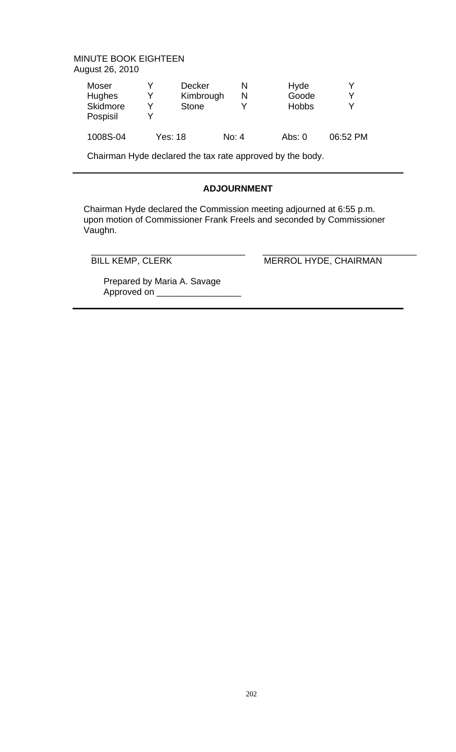MINUTE BOOK EIGHTEEN
August 26, 2010

| | | | | | |
|---|---|---|---|---|---|
| Moser | Y | Decker | N | Hyde | Y |
| Hughes | Y | Kimbrough | N | Goode | Y |
| Skidmore | Y | Stone | Y | Hobbs | Y |
| Pospisil | Y | | | | |

| 1008S-04 | Yes: 18 | No: 4 | Abs: 0 | 06:52 PM |
|---|---|---|---|---|

Chairman Hyde declared the tax rate approved by the body.

---

## ADJOURNMENT

Chairman Hyde declared the Commission meeting adjourned at 6:55 p.m. upon motion of Commissioner Frank Freels and seconded by Commissioner Vaughn.

______________________________ ______________________________
BILL KEMP, CLERK MERROL HYDE, CHAIRMAN

Prepared by Maria A. Savage
Approved on ________________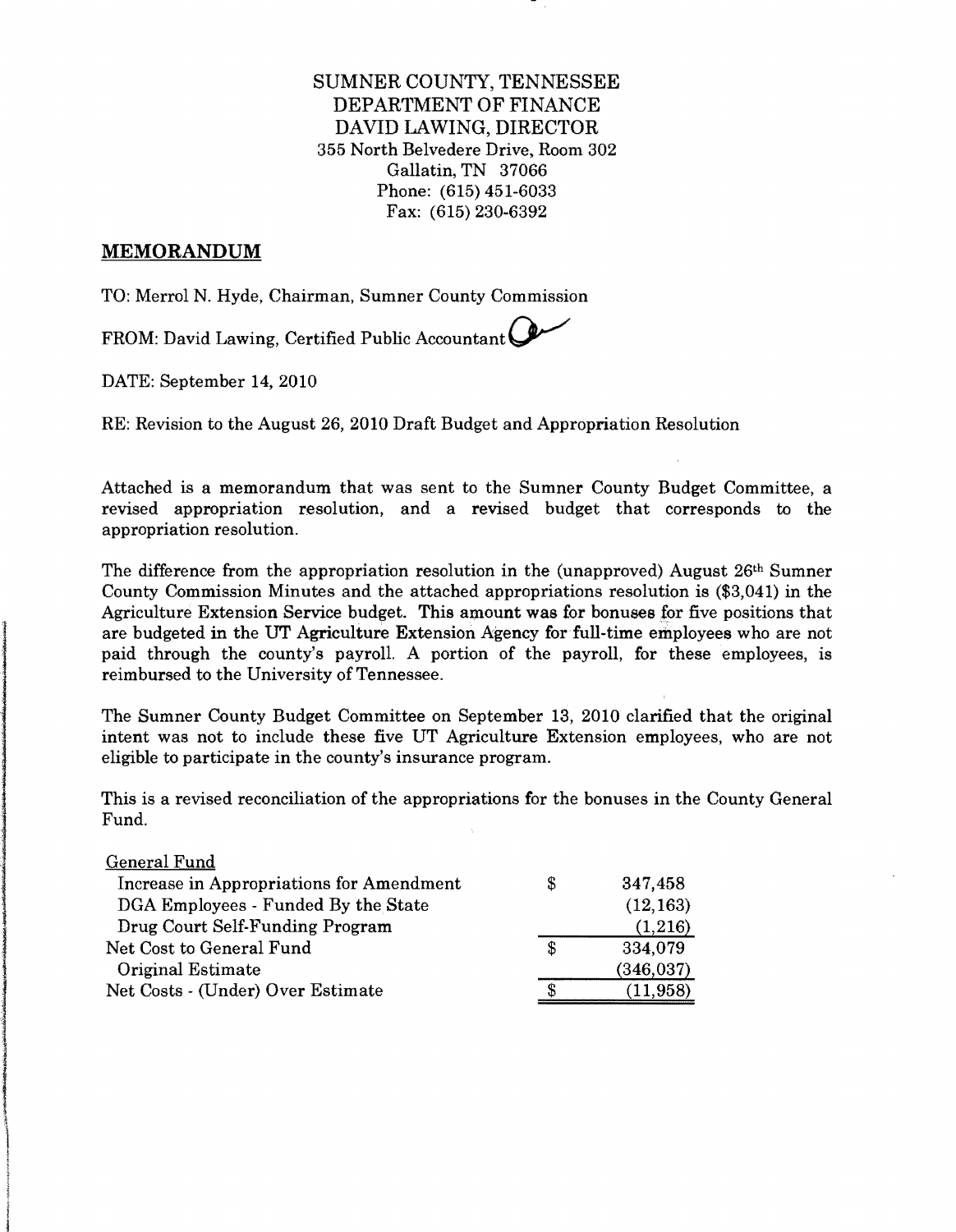SUMNER COUNTY, TENNESSEE
DEPARTMENT OF FINANCE
DAVID LAWING, DIRECTOR
355 North Belvedere Drive, Room 302
Gallatin, TN 37066
Phone: (615) 451-6033
Fax: (615) 230-6392

## MEMORANDUM

TO: Merrol N. Hyde, Chairman, Sumner County Commission

FROM: David Lawing, Certified Public Accountant

DATE: September 14, 2010

RE: Revision to the August 26, 2010 Draft Budget and Appropriation Resolution

Attached is a memorandum that was sent to the Sumner County Budget Committee, a revised appropriation resolution, and a revised budget that corresponds to the appropriation resolution.

The difference from the appropriation resolution in the (unapproved) August 26th Sumner County Commission Minutes and the attached appropriations resolution is ($3,041) in the Agriculture Extension Service budget. This amount was for bonuses for five positions that are budgeted in the UT Agriculture Extension Agency for full-time employees who are not paid through the county's payroll. A portion of the payroll, for these employees, is reimbursed to the University of Tennessee.

The Sumner County Budget Committee on September 13, 2010 clarified that the original intent was not to include these five UT Agriculture Extension employees, who are not eligible to participate in the county's insurance program.

This is a revised reconciliation of the appropriations for the bonuses in the County General Fund.

| General Fund | | |
|---|---|---|
| Increase in Appropriations for Amendment | $ | 347,458 |
| DGA Employees - Funded By the State | | (12,163) |
| Drug Court Self-Funding Program | | (1,216) |
| Net Cost to General Fund | $ | 334,079 |
| Original Estimate | | (346,037) |
| Net Costs - (Under) Over Estimate | $ | (11,958) |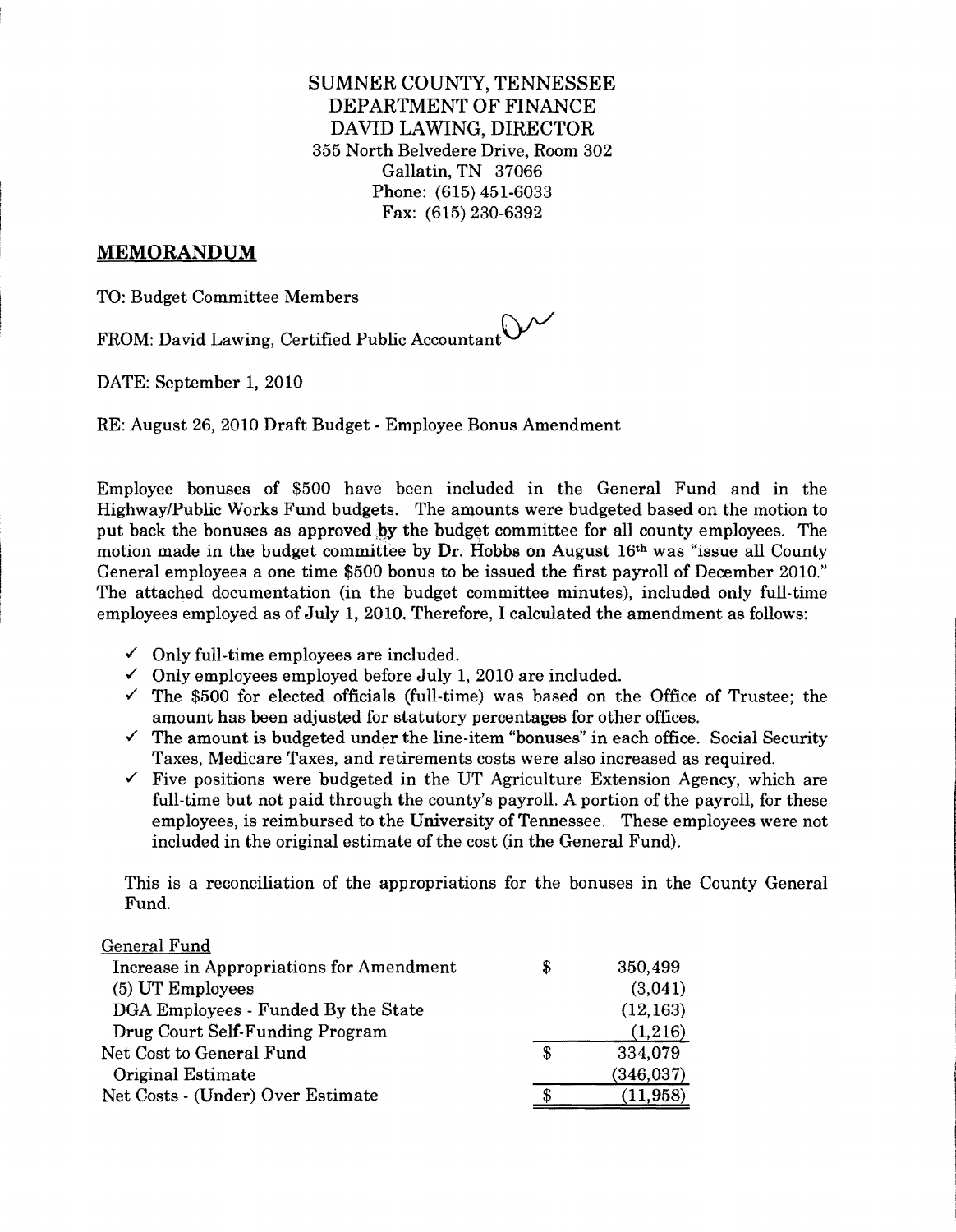SUMNER COUNTY, TENNESSEE
DEPARTMENT OF FINANCE
DAVID LAWING, DIRECTOR
355 North Belvedere Drive, Room 302
Gallatin, TN 37066
Phone: (615) 451-6033
Fax: (615) 230-6392

## MEMORANDUM

TO: Budget Committee Members

FROM: David Lawing, Certified Public Accountant

DATE: September 1, 2010

RE: August 26, 2010 Draft Budget - Employee Bonus Amendment

Employee bonuses of $500 have been included in the General Fund and in the Highway/Public Works Fund budgets. The amounts were budgeted based on the motion to put back the bonuses as approved by the budget committee for all county employees. The motion made in the budget committee by Dr. Hobbs on August 16th was "issue all County General employees a one time $500 bonus to be issued the first payroll of December 2010." The attached documentation (in the budget committee minutes), included only full-time employees employed as of July 1, 2010. Therefore, I calculated the amendment as follows:

- ✓ Only full-time employees are included.
- ✓ Only employees employed before July 1, 2010 are included.
- ✓ The $500 for elected officials (full-time) was based on the Office of Trustee; the amount has been adjusted for statutory percentages for other offices.
- ✓ The amount is budgeted under the line-item "bonuses" in each office. Social Security Taxes, Medicare Taxes, and retirements costs were also increased as required.
- ✓ Five positions were budgeted in the UT Agriculture Extension Agency, which are full-time but not paid through the county's payroll. A portion of the payroll, for these employees, is reimbursed to the University of Tennessee. These employees were not included in the original estimate of the cost (in the General Fund).

This is a reconciliation of the appropriations for the bonuses in the County General Fund.

| General Fund | | |
|---|---|---|
| Increase in Appropriations for Amendment | $ | 350,499 |
| (5) UT Employees | | (3,041) |
| DGA Employees - Funded By the State | | (12,163) |
| Drug Court Self-Funding Program | | (1,216) |
| Net Cost to General Fund | $ | 334,079 |
| Original Estimate | | (346,037) |
| Net Costs - (Under) Over Estimate | $ | (11,958) |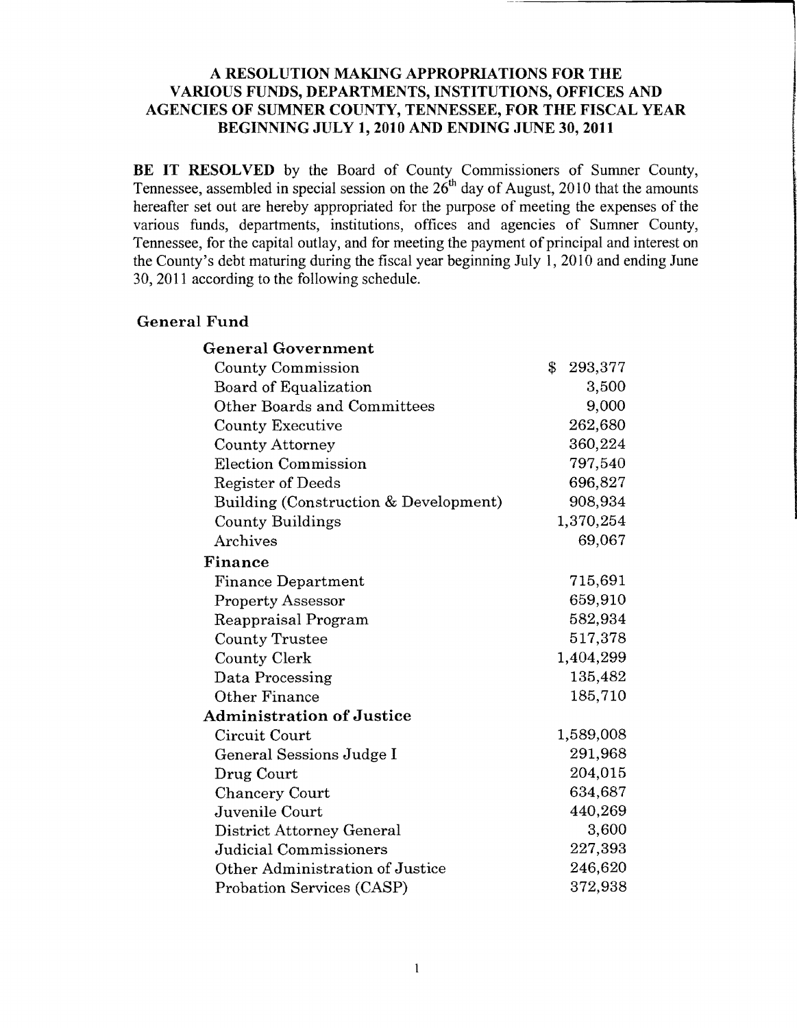## A RESOLUTION MAKING APPROPRIATIONS FOR THE VARIOUS FUNDS, DEPARTMENTS, INSTITUTIONS, OFFICES AND AGENCIES OF SUMNER COUNTY, TENNESSEE, FOR THE FISCAL YEAR BEGINNING JULY 1, 2010 AND ENDING JUNE 30, 2011

**BE IT RESOLVED** by the Board of County Commissioners of Sumner County, Tennessee, assembled in special session on the 26th day of August, 2010 that the amounts hereafter set out are hereby appropriated for the purpose of meeting the expenses of the various funds, departments, institutions, offices and agencies of Sumner County, Tennessee, for the capital outlay, and for meeting the payment of principal and interest on the County's debt maturing during the fiscal year beginning July 1, 2010 and ending June 30, 2011 according to the following schedule.

**General Fund**

| | |
|---|---|
| **General Government** | |
| County Commission | $ 293,377 |
| Board of Equalization | 3,500 |
| Other Boards and Committees | 9,000 |
| County Executive | 262,680 |
| County Attorney | 360,224 |
| Election Commission | 797,540 |
| Register of Deeds | 696,827 |
| Building (Construction & Development) | 908,934 |
| County Buildings | 1,370,254 |
| Archives | 69,067 |
| **Finance** | |
| Finance Department | 715,691 |
| Property Assessor | 659,910 |
| Reappraisal Program | 582,934 |
| County Trustee | 517,378 |
| County Clerk | 1,404,299 |
| Data Processing | 135,482 |
| Other Finance | 185,710 |
| **Administration of Justice** | |
| Circuit Court | 1,589,008 |
| General Sessions Judge I | 291,968 |
| Drug Court | 204,015 |
| Chancery Court | 634,687 |
| Juvenile Court | 440,269 |
| District Attorney General | 3,600 |
| Judicial Commissioners | 227,393 |
| Other Administration of Justice | 246,620 |
| Probation Services (CASP) | 372,938 |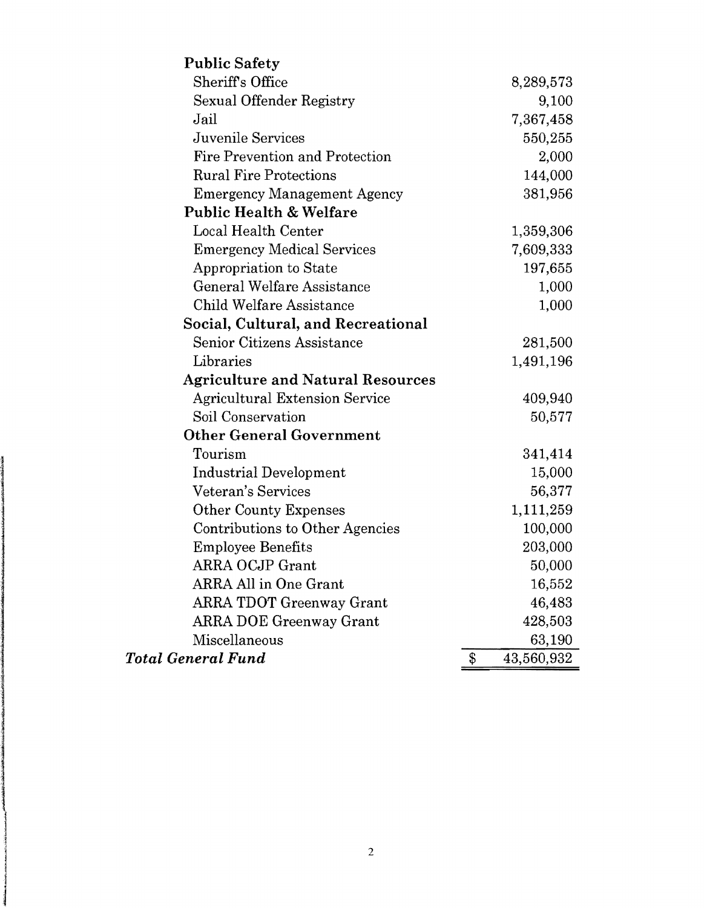| | |
|---|---|
| **Public Safety** | |
| Sheriff's Office | 8,289,573 |
| Sexual Offender Registry | 9,100 |
| Jail | 7,367,458 |
| Juvenile Services | 550,255 |
| Fire Prevention and Protection | 2,000 |
| Rural Fire Protections | 144,000 |
| Emergency Management Agency | 381,956 |
| **Public Health & Welfare** | |
| Local Health Center | 1,359,306 |
| Emergency Medical Services | 7,609,333 |
| Appropriation to State | 197,655 |
| General Welfare Assistance | 1,000 |
| Child Welfare Assistance | 1,000 |
| **Social, Cultural, and Recreational** | |
| Senior Citizens Assistance | 281,500 |
| Libraries | 1,491,196 |
| **Agriculture and Natural Resources** | |
| Agricultural Extension Service | 409,940 |
| Soil Conservation | 50,577 |
| **Other General Government** | |
| Tourism | 341,414 |
| Industrial Development | 15,000 |
| Veteran's Services | 56,377 |
| Other County Expenses | 1,111,259 |
| Contributions to Other Agencies | 100,000 |
| Employee Benefits | 203,000 |
| ARRA OCJP Grant | 50,000 |
| ARRA All in One Grant | 16,552 |
| ARRA TDOT Greenway Grant | 46,483 |
| ARRA DOE Greenway Grant | 428,503 |
| Miscellaneous | 63,190 |
| ***Total General Fund*** | $ 43,560,932 |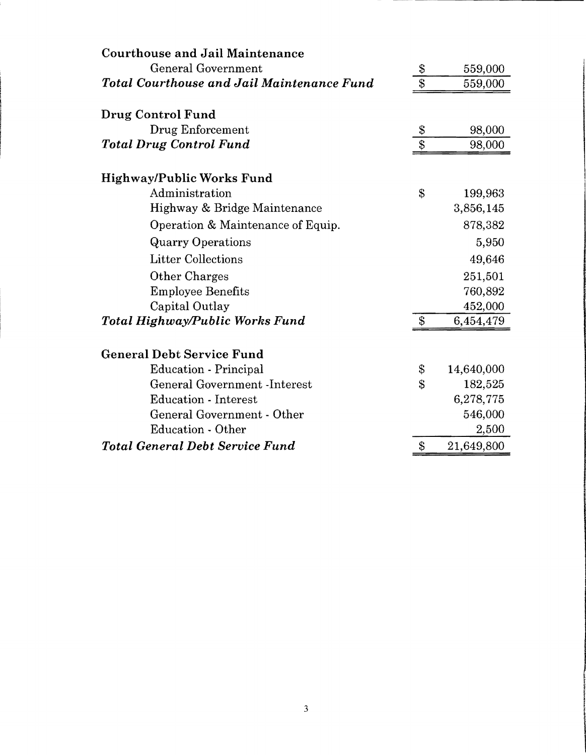| | | |
|---|---|---|
| **Courthouse and Jail Maintenance** | | |
| General Government | $ | 559,000 |
| ***Total Courthouse and Jail Maintenance Fund*** | $ | 559,000 |
| | | |
| **Drug Control Fund** | | |
| Drug Enforcement | $ | 98,000 |
| ***Total Drug Control Fund*** | $ | 98,000 |
| | | |
| **Highway/Public Works Fund** | | |
| Administration | $ | 199,963 |
| Highway & Bridge Maintenance | | 3,856,145 |
| Operation & Maintenance of Equip. | | 878,382 |
| Quarry Operations | | 5,950 |
| Litter Collections | | 49,646 |
| Other Charges | | 251,501 |
| Employee Benefits | | 760,892 |
| Capital Outlay | | 452,000 |
| ***Total Highway/Public Works Fund*** | $ | 6,454,479 |
| | | |
| **General Debt Service Fund** | | |
| Education - Principal | $ | 14,640,000 |
| General Government -Interest | $ | 182,525 |
| Education - Interest | | 6,278,775 |
| General Government - Other | | 546,000 |
| Education - Other | | 2,500 |
| ***Total General Debt Service Fund*** | $ | 21,649,800 |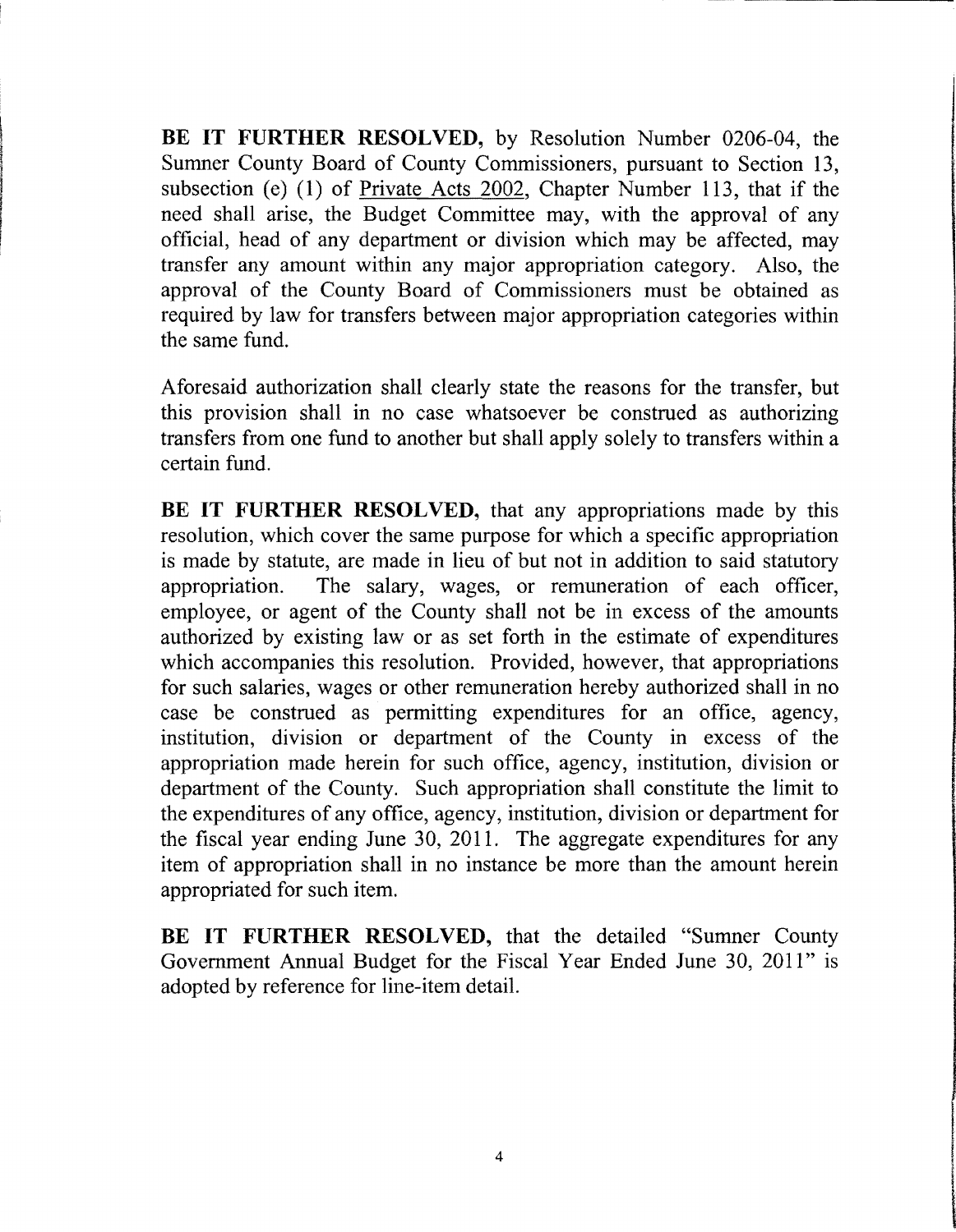**BE IT FURTHER RESOLVED,** by Resolution Number 0206-04, the Sumner County Board of County Commissioners, pursuant to Section 13, subsection (e) (1) of Private Acts 2002, Chapter Number 113, that if the need shall arise, the Budget Committee may, with the approval of any official, head of any department or division which may be affected, may transfer any amount within any major appropriation category. Also, the approval of the County Board of Commissioners must be obtained as required by law for transfers between major appropriation categories within the same fund.

Aforesaid authorization shall clearly state the reasons for the transfer, but this provision shall in no case whatsoever be construed as authorizing transfers from one fund to another but shall apply solely to transfers within a certain fund.

**BE IT FURTHER RESOLVED,** that any appropriations made by this resolution, which cover the same purpose for which a specific appropriation is made by statute, are made in lieu of but not in addition to said statutory appropriation. The salary, wages, or remuneration of each officer, employee, or agent of the County shall not be in excess of the amounts authorized by existing law or as set forth in the estimate of expenditures which accompanies this resolution. Provided, however, that appropriations for such salaries, wages or other remuneration hereby authorized shall in no case be construed as permitting expenditures for an office, agency, institution, division or department of the County in excess of the appropriation made herein for such office, agency, institution, division or department of the County. Such appropriation shall constitute the limit to the expenditures of any office, agency, institution, division or department for the fiscal year ending June 30, 2011. The aggregate expenditures for any item of appropriation shall in no instance be more than the amount herein appropriated for such item.

**BE IT FURTHER RESOLVED,** that the detailed "Sumner County Government Annual Budget for the Fiscal Year Ended June 30, 2011" is adopted by reference for line-item detail.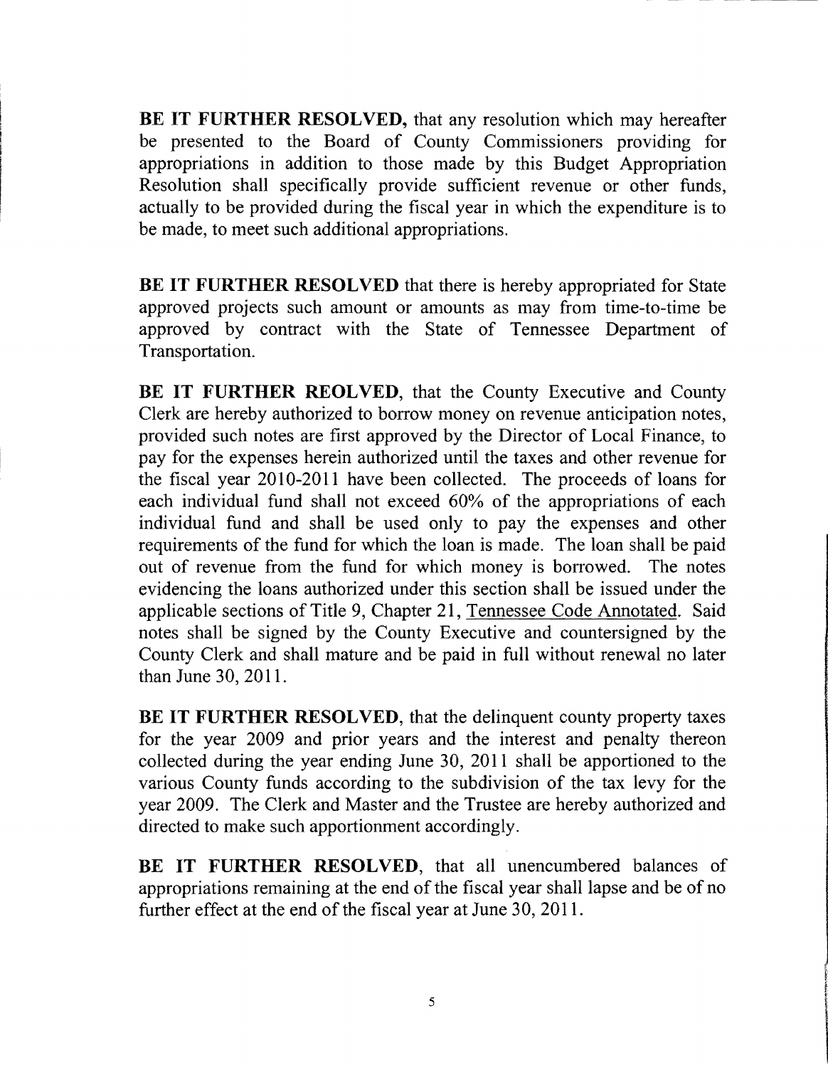**BE IT FURTHER RESOLVED,** that any resolution which may hereafter be presented to the Board of County Commissioners providing for appropriations in addition to those made by this Budget Appropriation Resolution shall specifically provide sufficient revenue or other funds, actually to be provided during the fiscal year in which the expenditure is to be made, to meet such additional appropriations.

**BE IT FURTHER RESOLVED** that there is hereby appropriated for State approved projects such amount or amounts as may from time-to-time be approved by contract with the State of Tennessee Department of Transportation.

**BE IT FURTHER REOLVED**, that the County Executive and County Clerk are hereby authorized to borrow money on revenue anticipation notes, provided such notes are first approved by the Director of Local Finance, to pay for the expenses herein authorized until the taxes and other revenue for the fiscal year 2010-2011 have been collected. The proceeds of loans for each individual fund shall not exceed 60% of the appropriations of each individual fund and shall be used only to pay the expenses and other requirements of the fund for which the loan is made. The loan shall be paid out of revenue from the fund for which money is borrowed. The notes evidencing the loans authorized under this section shall be issued under the applicable sections of Title 9, Chapter 21, Tennessee Code Annotated. Said notes shall be signed by the County Executive and countersigned by the County Clerk and shall mature and be paid in full without renewal no later than June 30, 2011.

**BE IT FURTHER RESOLVED**, that the delinquent county property taxes for the year 2009 and prior years and the interest and penalty thereon collected during the year ending June 30, 2011 shall be apportioned to the various County funds according to the subdivision of the tax levy for the year 2009. The Clerk and Master and the Trustee are hereby authorized and directed to make such apportionment accordingly.

**BE IT FURTHER RESOLVED**, that all unencumbered balances of appropriations remaining at the end of the fiscal year shall lapse and be of no further effect at the end of the fiscal year at June 30, 2011.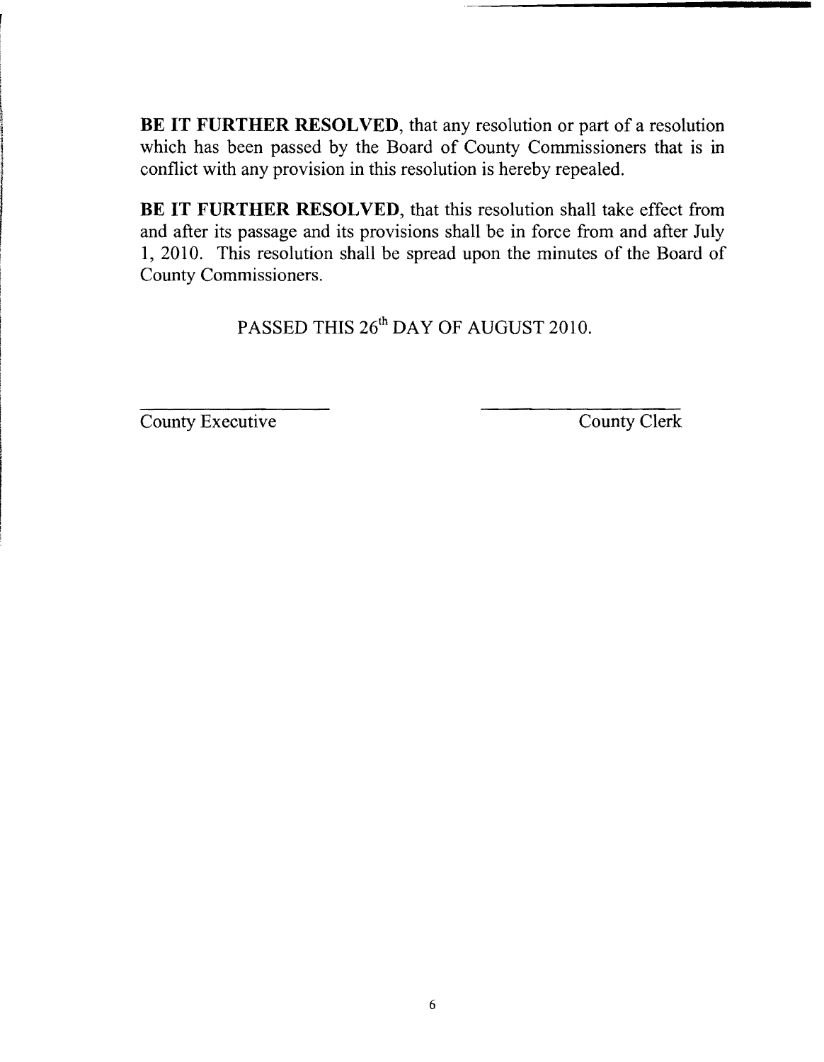**BE IT FURTHER RESOLVED**, that any resolution or part of a resolution which has been passed by the Board of County Commissioners that is in conflict with any provision in this resolution is hereby repealed.

**BE IT FURTHER RESOLVED**, that this resolution shall take effect from and after its passage and its provisions shall be in force from and after July 1, 2010. This resolution shall be spread upon the minutes of the Board of County Commissioners.

PASSED THIS 26th DAY OF AUGUST 2010.

\_\_\_\_\_\_\_\_\_\_\_\_\_\_\_\_\_\_\_\_
County Executive

\_\_\_\_\_\_\_\_\_\_\_\_\_\_\_\_\_\_\_\_
County Clerk